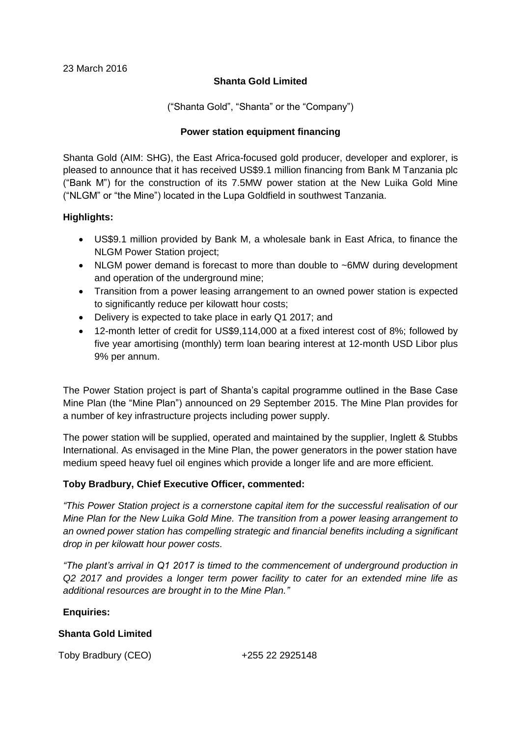23 March 2016

**Shanta Gold Limited**

("Shanta Gold", "Shanta" or the "Company")

**Power station equipment financing**

Shanta Gold (AIM: SHG), the East Africa-focused gold producer, developer and explorer, is pleased to announce that it has received US$9.1 million financing from Bank M Tanzania plc ("Bank M") for the construction of its 7.5MW power station at the New Luika Gold Mine ("NLGM" or "the Mine") located in the Lupa Goldfield in southwest Tanzania.

**Highlights:**

- US$9.1 million provided by Bank M, a wholesale bank in East Africa, to finance the NLGM Power Station project;
- NLGM power demand is forecast to more than double to ~6MW during development and operation of the underground mine;
- Transition from a power leasing arrangement to an owned power station is expected to significantly reduce per kilowatt hour costs;
- Delivery is expected to take place in early Q1 2017; and
- 12-month letter of credit for US$9,114,000 at a fixed interest cost of 8%; followed by five year amortising (monthly) term loan bearing interest at 12-month USD Libor plus 9% per annum.

The Power Station project is part of Shanta's capital programme outlined in the Base Case Mine Plan (the "Mine Plan") announced on 29 September 2015. The Mine Plan provides for a number of key infrastructure projects including power supply.

The power station will be supplied, operated and maintained by the supplier, Inglett & Stubbs International. As envisaged in the Mine Plan, the power generators in the power station have medium speed heavy fuel oil engines which provide a longer life and are more efficient.

**Toby Bradbury, Chief Executive Officer, commented:**

*"This Power Station project is a cornerstone capital item for the successful realisation of our Mine Plan for the New Luika Gold Mine. The transition from a power leasing arrangement to an owned power station has compelling strategic and financial benefits including a significant drop in per kilowatt hour power costs.*

*"The plant's arrival in Q1 2017 is timed to the commencement of underground production in Q2 2017 and provides a longer term power facility to cater for an extended mine life as additional resources are brought in to the Mine Plan."*

**Enquiries:**

**Shanta Gold Limited**

Toby Bradbury (CEO) +255 22 2925148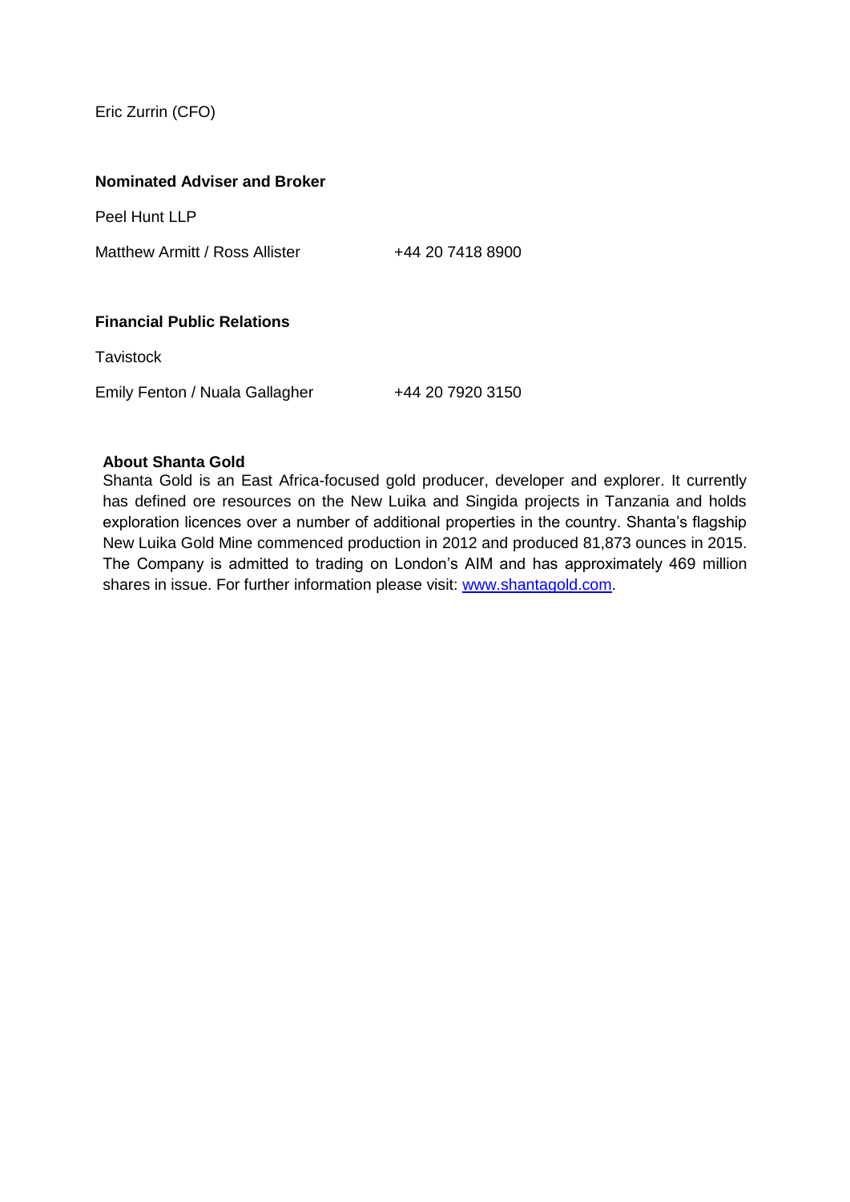Eric Zurrin (CFO)

**Nominated Adviser and Broker**

Peel Hunt LLP

| | |
|---|---|
| Matthew Armitt / Ross Allister | +44 20 7418 8900 |

**Financial Public Relations**

Tavistock

| | |
|---|---|
| Emily Fenton / Nuala Gallagher | +44 20 7920 3150 |

**About Shanta Gold**

Shanta Gold is an East Africa-focused gold producer, developer and explorer. It currently has defined ore resources on the New Luika and Singida projects in Tanzania and holds exploration licences over a number of additional properties in the country. Shanta's flagship New Luika Gold Mine commenced production in 2012 and produced 81,873 ounces in 2015. The Company is admitted to trading on London's AIM and has approximately 469 million shares in issue. For further information please visit: [www.shantagold.com](http://www.shantagold.com).